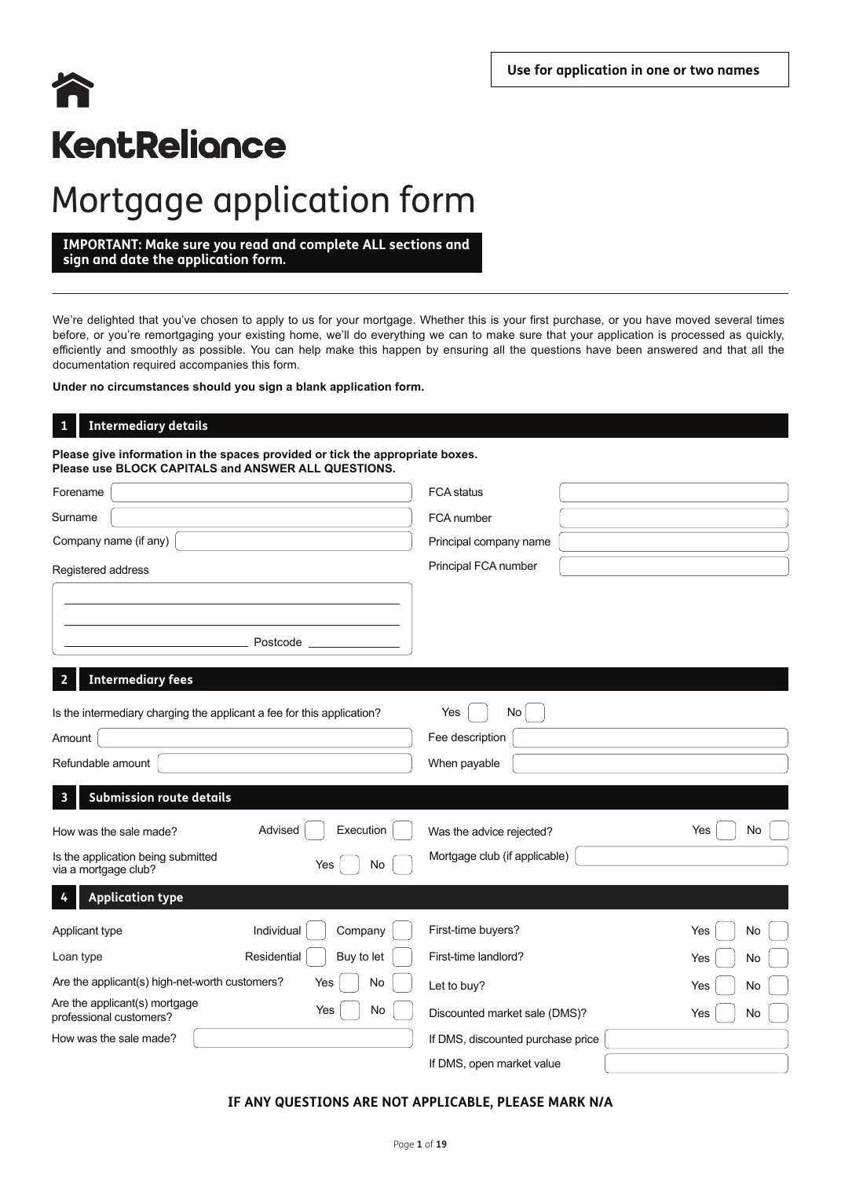**Use for application in one or two names**

# KentReliance

# Mortgage application form

**IMPORTANT: Make sure you read and complete ALL sections and sign and date the application form.**

We're delighted that you've chosen to apply to us for your mortgage. Whether this is your first purchase, or you have moved several times before, or you're remortgaging your existing home, we'll do everything we can to make sure that your application is processed as quickly, efficiently and smoothly as possible. You can help make this happen by ensuring all the questions have been answered and that all the documentation required accompanies this form.

**Under no circumstances should you sign a blank application form.**

## 1 Intermediary details

**Please give information in the spaces provided or tick the appropriate boxes.**
**Please use BLOCK CAPITALS and ANSWER ALL QUESTIONS.**

| | | | |
|---|---|---|---|
| Forename | | FCA status | |
| Surname | | FCA number | |
| Company name (if any) | | Principal company name | |
| Registered address | | Principal FCA number | |

Postcode

## 2 Intermediary fees

| | | | |
|---|---|---|---|
| Is the intermediary charging the applicant a fee for this application? | Yes ☐ No ☐ | | |
| Amount | | Fee description | |
| Refundable amount | | When payable | |

## 3 Submission route details

| | | | |
|---|---|---|---|
| How was the sale made? | Advised ☐ Execution ☐ | Was the advice rejected? | Yes ☐ No ☐ |
| Is the application being submitted via a mortgage club? | Yes ☐ No ☐ | Mortgage club (if applicable) | |

## 4 Application type

| | | | |
|---|---|---|---|
| Applicant type | Individual ☐ Company ☐ | First-time buyers? | Yes ☐ No ☐ |
| Loan type | Residential ☐ Buy to let ☐ | First-time landlord? | Yes ☐ No ☐ |
| Are the applicant(s) high-net-worth customers? | Yes ☐ No ☐ | Let to buy? | Yes ☐ No ☐ |
| Are the applicant(s) mortgage professional customers? | Yes ☐ No ☐ | Discounted market sale (DMS)? | Yes ☐ No ☐ |
| How was the sale made? | | If DMS, discounted purchase price | |
| | | If DMS, open market value | |

**IF ANY QUESTIONS ARE NOT APPLICABLE, PLEASE MARK N/A**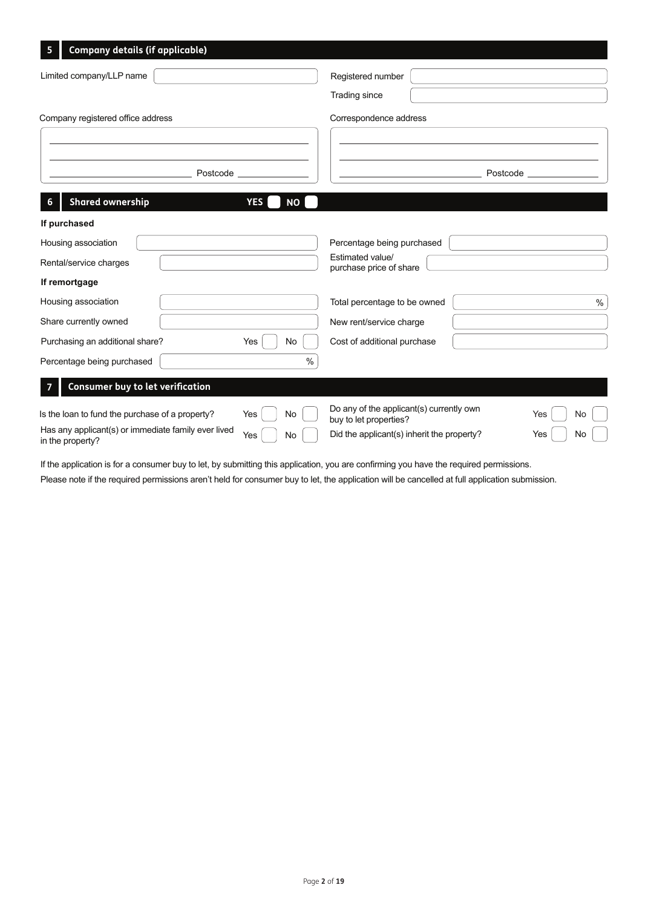## 5 Company details (if applicable)

Limited company/LLP name

Registered number

Trading since

Company registered office address

Postcode

Correspondence address

Postcode

## 6 Shared ownership YES NO

**If purchased**

Housing association

Percentage being purchased

Rental/service charges

Estimated value/ purchase price of share

**If remortgage**

Housing association

Total percentage to be owned %

Share currently owned

New rent/service charge

Purchasing an additional share? Yes No

Cost of additional purchase

Percentage being purchased %

## 7 Consumer buy to let verification

Is the loan to fund the purchase of a property? Yes No

Do any of the applicant(s) currently own buy to let properties? Yes No

Has any applicant(s) or immediate family ever lived in the property? Yes No

Did the applicant(s) inherit the property? Yes No

If the application is for a consumer buy to let, by submitting this application, you are confirming you have the required permissions.

Please note if the required permissions aren't held for consumer buy to let, the application will be cancelled at full application submission.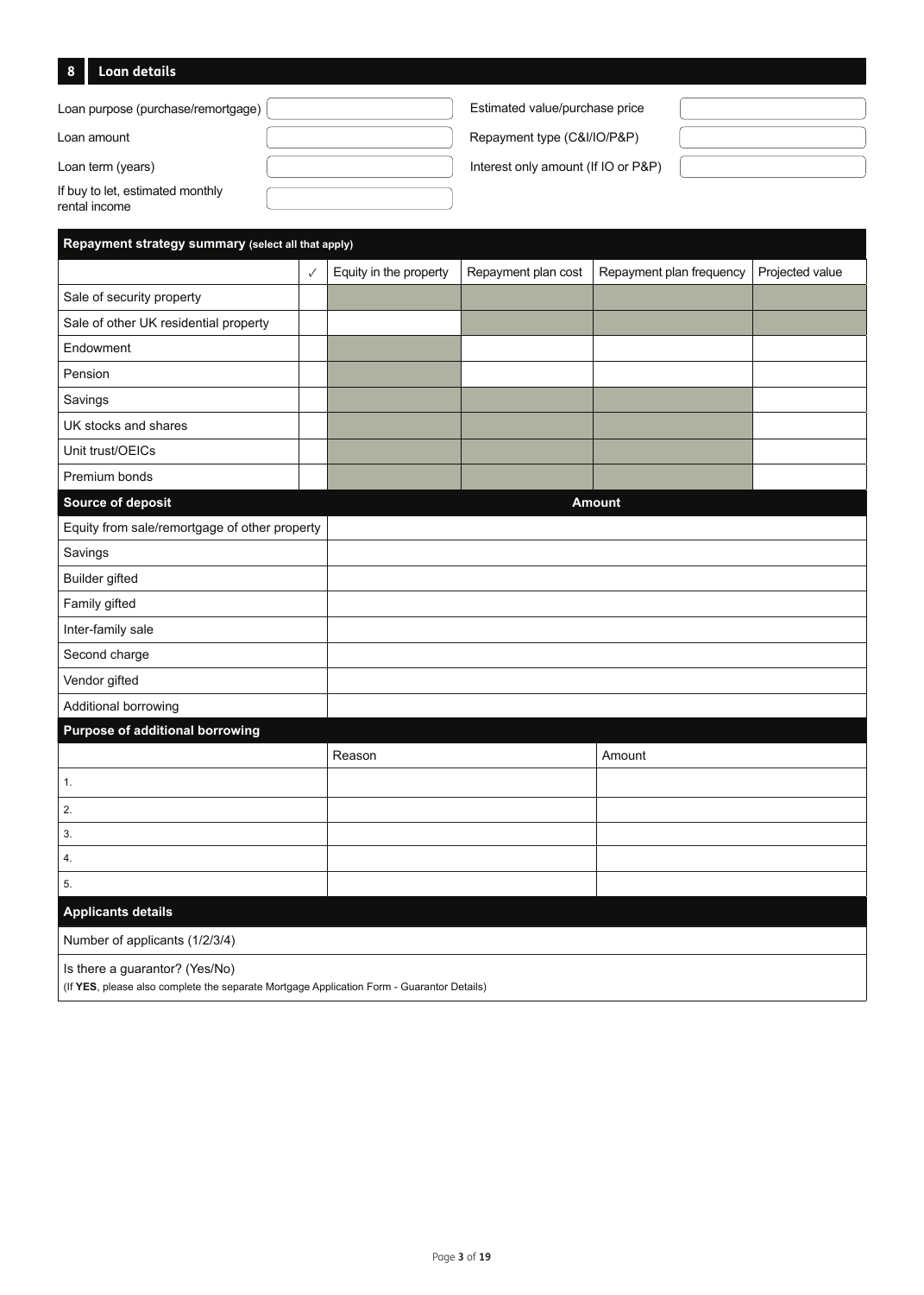## 8 Loan details

| | | | |
|---|---|---|---|
| Loan purpose (purchase/remortgage) | | Estimated value/purchase price | |
| Loan amount | | Repayment type (C&I/IO/P&P) | |
| Loan term (years) | | Interest only amount (If IO or P&P) | |
| If buy to let, estimated monthly rental income | | | |

**Repayment strategy summary** (select all that apply)

| | ✓ | Equity in the property | Repayment plan cost | Repayment plan frequency | Projected value |
|---|---|---|---|---|---|
| Sale of security property | | | | | |
| Sale of other UK residential property | | | | | |
| Endowment | | | | | |
| Pension | | | | | |
| Savings | | | | | |
| UK stocks and shares | | | | | |
| Unit trust/OEICs | | | | | |
| Premium bonds | | | | | |

| Source of deposit | Amount |
|---|---|
| Equity from sale/remortgage of other property | |
| Savings | |
| Builder gifted | |
| Family gifted | |
| Inter-family sale | |
| Second charge | |
| Vendor gifted | |
| Additional borrowing | |

**Purpose of additional borrowing**

| | Reason | Amount |
|---|---|---|
| 1. | | |
| 2. | | |
| 3. | | |
| 4. | | |
| 5. | | |

**Applicants details**

Number of applicants (1/2/3/4)

Is there a guarantor? (Yes/No)
(If **YES**, please also complete the separate Mortgage Application Form - Guarantor Details)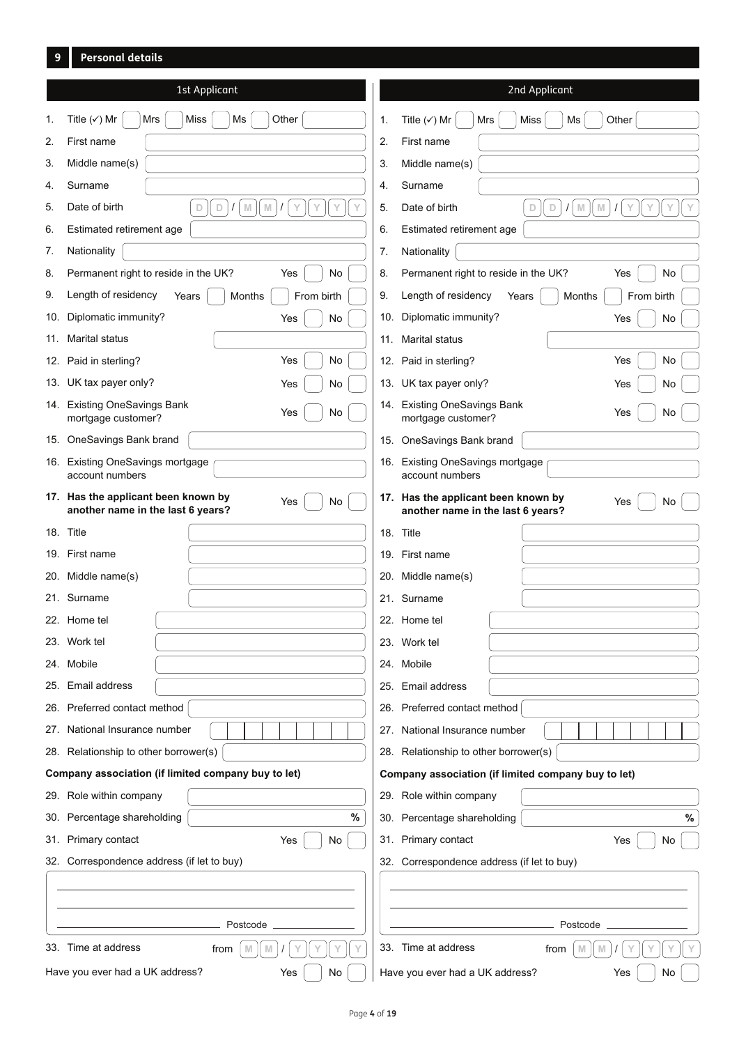## 9 Personal details

| | 1st Applicant | 2nd Applicant |
|---|---|---|
| 1. | Title (✓) Mr / Mrs / Miss / Ms / Other | Title (✓) Mr / Mrs / Miss / Ms / Other |
| 2. | First name | First name |
| 3. | Middle name(s) | Middle name(s) |
| 4. | Surname | Surname |
| 5. | Date of birth D D / M M / Y Y Y Y | Date of birth D D / M M / Y Y Y Y |
| 6. | Estimated retirement age | Estimated retirement age |
| 7. | Nationality | Nationality |
| 8. | Permanent right to reside in the UK? Yes / No | Permanent right to reside in the UK? Yes / No |
| 9. | Length of residency Years / Months / From birth | Length of residency Years / Months / From birth |
| 10. | Diplomatic immunity? Yes / No | Diplomatic immunity? Yes / No |
| 11. | Marital status | Marital status |
| 12. | Paid in sterling? Yes / No | Paid in sterling? Yes / No |
| 13. | UK tax payer only? Yes / No | UK tax payer only? Yes / No |
| 14. | Existing OneSavings Bank mortgage customer? Yes / No | Existing OneSavings Bank mortgage customer? Yes / No |
| 15. | OneSavings Bank brand | OneSavings Bank brand |
| 16. | Existing OneSavings mortgage account numbers | Existing OneSavings mortgage account numbers |
| 17. | **Has the applicant been known by another name in the last 6 years?** Yes / No | **Has the applicant been known by another name in the last 6 years?** Yes / No |
| 18. | Title | Title |
| 19. | First name | First name |
| 20. | Middle name(s) | Middle name(s) |
| 21. | Surname | Surname |
| 22. | Home tel | Home tel |
| 23. | Work tel | Work tel |
| 24. | Mobile | Mobile |
| 25. | Email address | Email address |
| 26. | Preferred contact method | Preferred contact method |
| 27. | National Insurance number | National Insurance number |
| 28. | Relationship to other borrower(s) | Relationship to other borrower(s) |
| | **Company association (if limited company buy to let)** | **Company association (if limited company buy to let)** |
| 29. | Role within company | Role within company |
| 30. | Percentage shareholding % | Percentage shareholding % |
| 31. | Primary contact Yes / No | Primary contact Yes / No |
| 32. | Correspondence address (if let to buy) Postcode | Correspondence address (if let to buy) Postcode |
| 33. | Time at address from M M / Y Y Y Y | Time at address from M M / Y Y Y Y |
| | Have you ever had a UK address? Yes / No | Have you ever had a UK address? Yes / No |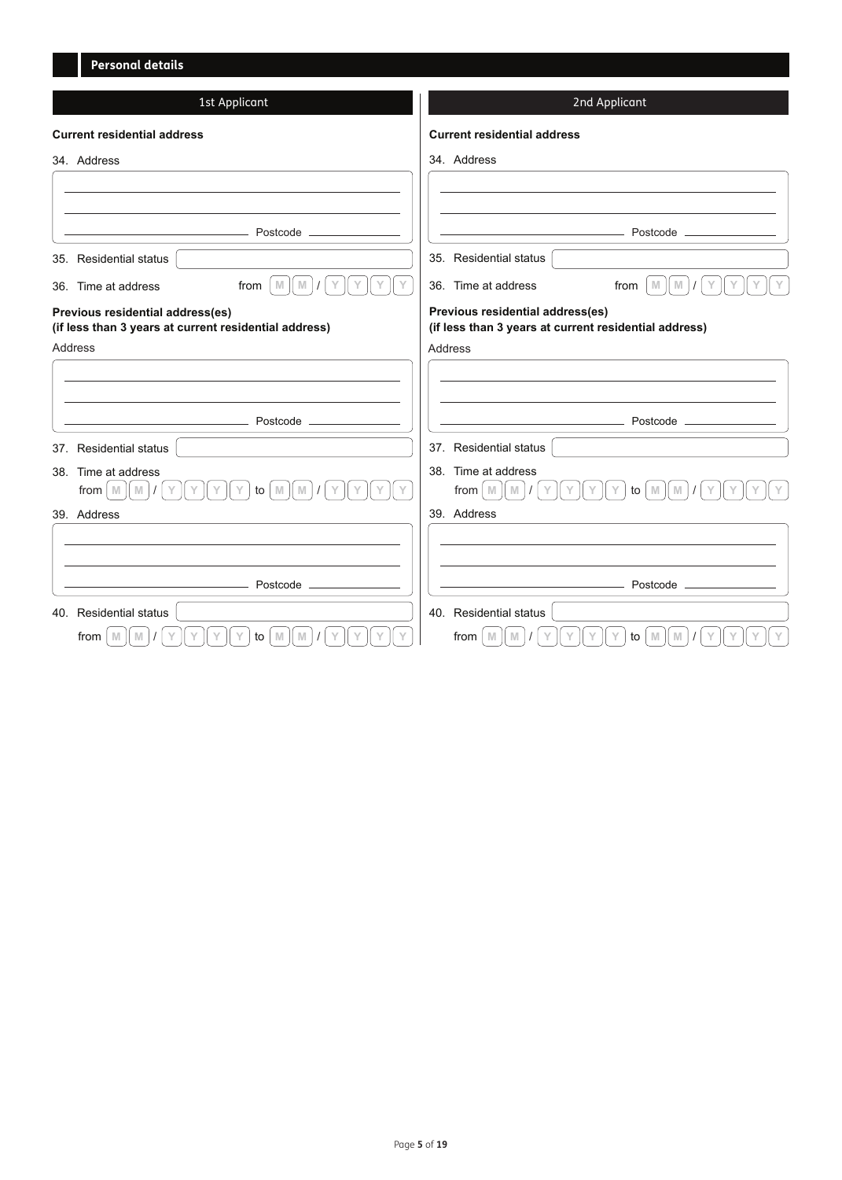## Personal details

### 1st Applicant

**Current residential address**

34. Address

_______________________________________________

_______________________________________________

______________________ Postcode ______________

35. Residential status ____________________

36. Time at address from M M / Y Y Y Y

**Previous residential address(es)**
**(if less than 3 years at current residential address)**

Address

_______________________________________________

_______________________________________________

______________________ Postcode ______________

37. Residential status ____________________

38. Time at address
from M M / Y Y Y Y to M M / Y Y Y Y

39. Address

_______________________________________________

_______________________________________________

______________________ Postcode ______________

40. Residential status ____________________

from M M / Y Y Y Y to M M / Y Y Y Y

### 2nd Applicant

**Current residential address**

34. Address

_______________________________________________

_______________________________________________

______________________ Postcode ______________

35. Residential status ____________________

36. Time at address from M M / Y Y Y Y

**Previous residential address(es)**
**(if less than 3 years at current residential address)**

Address

_______________________________________________

_______________________________________________

______________________ Postcode ______________

37. Residential status ____________________

38. Time at address
from M M / Y Y Y Y to M M / Y Y Y Y

39. Address

_______________________________________________

_______________________________________________

______________________ Postcode ______________

40. Residential status ____________________

from M M / Y Y Y Y to M M / Y Y Y Y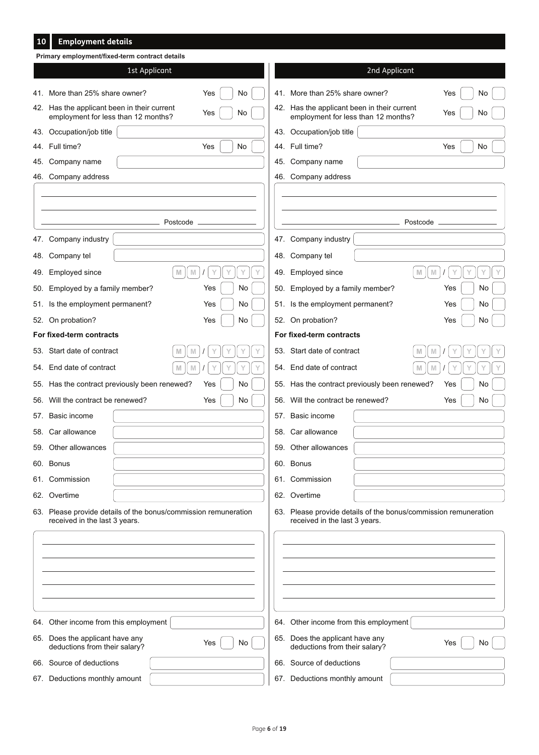## 10 Employment details

**Primary employment/fixed-term contract details**

| | 1st Applicant | 2nd Applicant |
|---|---|---|
| 41. More than 25% share owner? | Yes ☐ No ☐ | Yes ☐ No ☐ |
| 42. Has the applicant been in their current employment for less than 12 months? | Yes ☐ No ☐ | Yes ☐ No ☐ |
| 43. Occupation/job title | | |
| 44. Full time? | Yes ☐ No ☐ | Yes ☐ No ☐ |
| 45. Company name | | |
| 46. Company address | Postcode | Postcode |
| 47. Company industry | | |
| 48. Company tel | | |
| 49. Employed since | MM / YYYY | MM / YYYY |
| 50. Employed by a family member? | Yes ☐ No ☐ | Yes ☐ No ☐ |
| 51. Is the employment permanent? | Yes ☐ No ☐ | Yes ☐ No ☐ |
| 52. On probation? | Yes ☐ No ☐ | Yes ☐ No ☐ |
| **For fixed-term contracts** | | |
| 53. Start date of contract | MM / YYYY | MM / YYYY |
| 54. End date of contract | MM / YYYY | MM / YYYY |
| 55. Has the contract previously been renewed? | Yes ☐ No ☐ | Yes ☐ No ☐ |
| 56. Will the contract be renewed? | Yes ☐ No ☐ | Yes ☐ No ☐ |
| 57. Basic income | | |
| 58. Car allowance | | |
| 59. Other allowances | | |
| 60. Bonus | | |
| 61. Commission | | |
| 62. Overtime | | |
| 63. Please provide details of the bonus/commission remuneration received in the last 3 years. | | |
| 64. Other income from this employment | | |
| 65. Does the applicant have any deductions from their salary? | Yes ☐ No ☐ | Yes ☐ No ☐ |
| 66. Source of deductions | | |
| 67. Deductions monthly amount | | |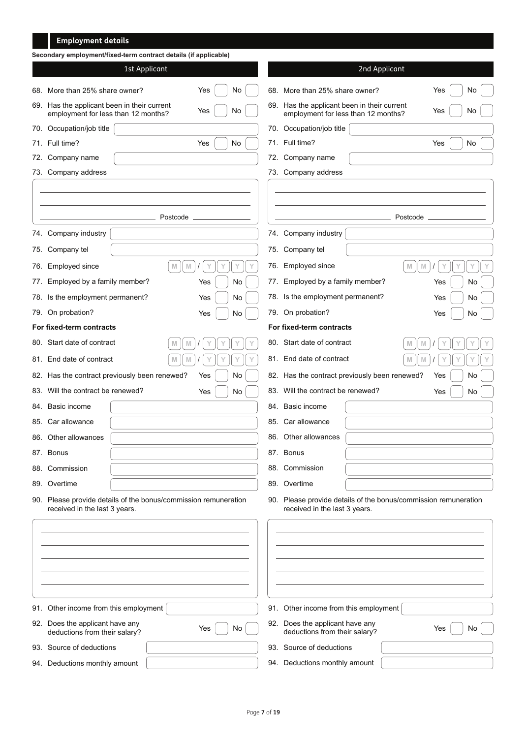## Employment details

**Secondary employment/fixed-term contract details (if applicable)**

| Field | 1st Applicant | 2nd Applicant |
|---|---|---|
| 68. More than 25% share owner? | Yes [ ] No [ ] | Yes [ ] No [ ] |
| 69. Has the applicant been in their current employment for less than 12 months? | Yes [ ] No [ ] | Yes [ ] No [ ] |
| 70. Occupation/job title | | |
| 71. Full time? | Yes [ ] No [ ] | Yes [ ] No [ ] |
| 72. Company name | | |
| 73. Company address | Postcode | Postcode |
| 74. Company industry | | |
| 75. Company tel | | |
| 76. Employed since | MM / YYYY | MM / YYYY |
| 77. Employed by a family member? | Yes [ ] No [ ] | Yes [ ] No [ ] |
| 78. Is the employment permanent? | Yes [ ] No [ ] | Yes [ ] No [ ] |
| 79. On probation? | Yes [ ] No [ ] | Yes [ ] No [ ] |

**For fixed-term contracts**

| Field | 1st Applicant | 2nd Applicant |
|---|---|---|
| 80. Start date of contract | MM / YYYY | MM / YYYY |
| 81. End date of contract | MM / YYYY | MM / YYYY |
| 82. Has the contract previously been renewed? | Yes [ ] No [ ] | Yes [ ] No [ ] |
| 83. Will the contract be renewed? | Yes [ ] No [ ] | Yes [ ] No [ ] |
| 84. Basic income | | |
| 85. Car allowance | | |
| 86. Other allowances | | |
| 87. Bonus | | |
| 88. Commission | | |
| 89. Overtime | | |
| 90. Please provide details of the bonus/commission remuneration received in the last 3 years. | | |
| 91. Other income from this employment | | |
| 92. Does the applicant have any deductions from their salary? | Yes [ ] No [ ] | Yes [ ] No [ ] |
| 93. Source of deductions | | |
| 94. Deductions monthly amount | | |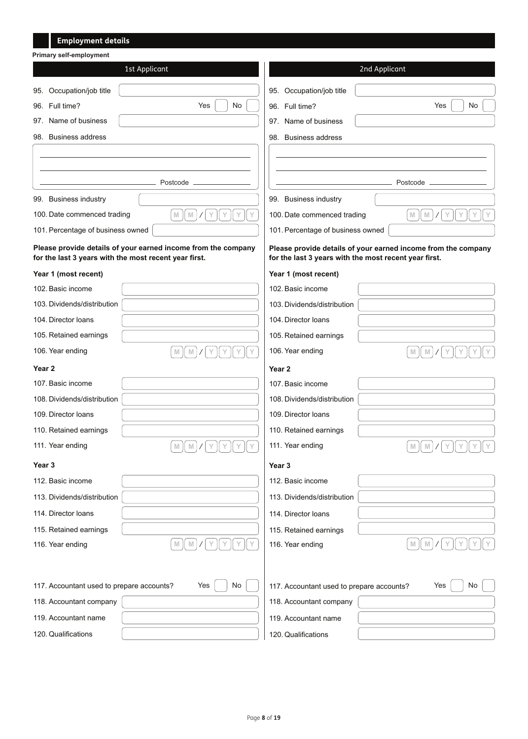## Employment details

**Primary self-employment**

| | 1st Applicant | 2nd Applicant |
|---|---|---|
| 95. Occupation/job title | | |
| 96. Full time? | Yes ☐ No ☐ | Yes ☐ No ☐ |
| 97. Name of business | | |
| 98. Business address | Postcode | Postcode |
| 99. Business industry | | |
| 100. Date commenced trading | MM / YYYY | MM / YYYY |
| 101. Percentage of business owned | | |

**Please provide details of your earned income from the company for the last 3 years with the most recent year first.**

| | 1st Applicant | 2nd Applicant |
|---|---|---|
| **Year 1 (most recent)** | | |
| 102. Basic income | | |
| 103. Dividends/distribution | | |
| 104. Director loans | | |
| 105. Retained earnings | | |
| 106. Year ending | MM / YYYY | MM / YYYY |
| **Year 2** | | |
| 107. Basic income | | |
| 108. Dividends/distribution | | |
| 109. Director loans | | |
| 110. Retained earnings | | |
| 111. Year ending | MM / YYYY | MM / YYYY |
| **Year 3** | | |
| 112. Basic income | | |
| 113. Dividends/distribution | | |
| 114. Director loans | | |
| 115. Retained earnings | | |
| 116. Year ending | MM / YYYY | MM / YYYY |

| | 1st Applicant | 2nd Applicant |
|---|---|---|
| 117. Accountant used to prepare accounts? | Yes ☐ No ☐ | Yes ☐ No ☐ |
| 118. Accountant company | | |
| 119. Accountant name | | |
| 120. Qualifications | | |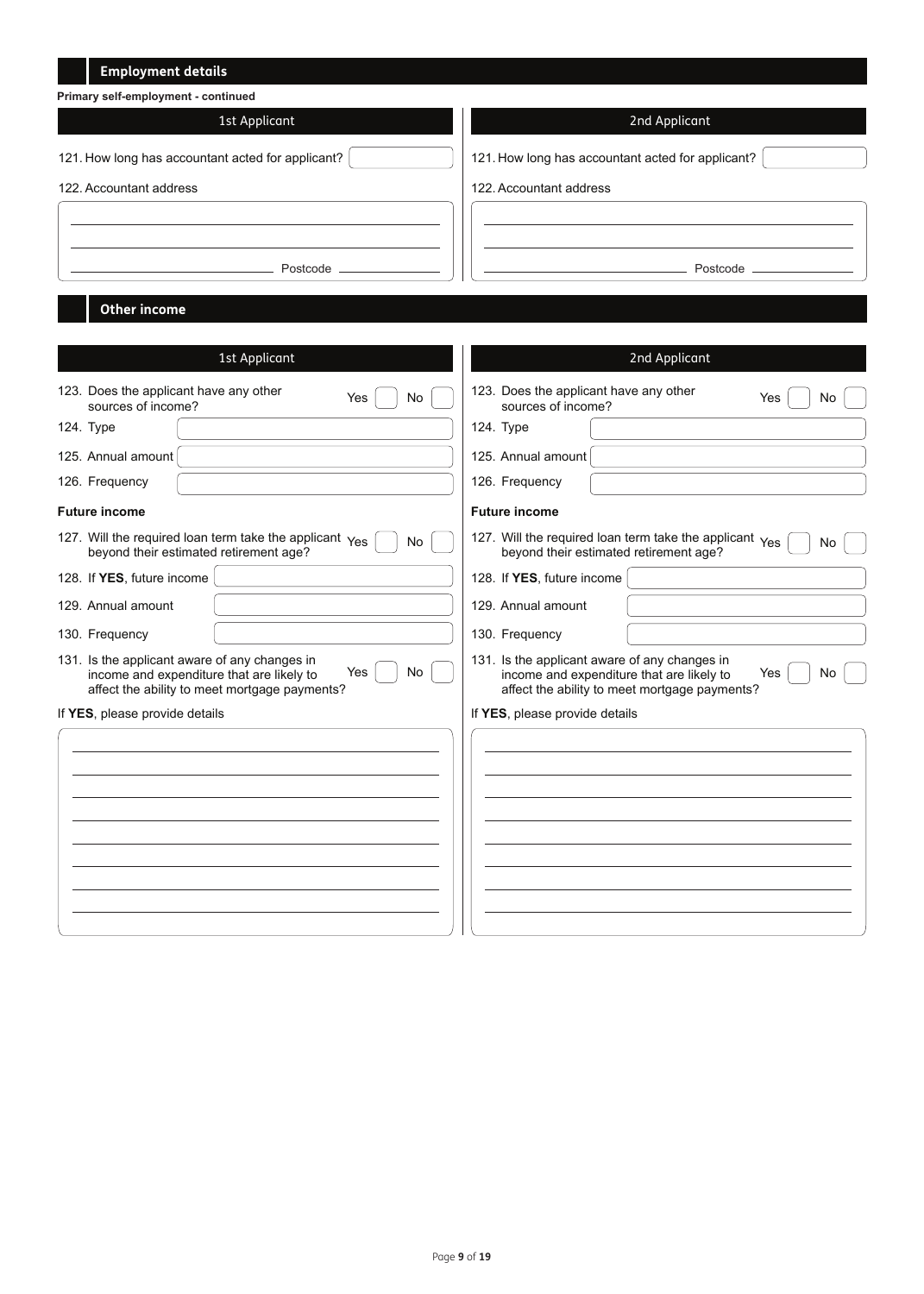## Employment details

**Primary self-employment - continued**

### 1st Applicant

121. How long has accountant acted for applicant?

122. Accountant address

Postcode

### 2nd Applicant

121. How long has accountant acted for applicant?

122. Accountant address

Postcode

## Other income

### 1st Applicant

123. Does the applicant have any other sources of income? Yes No

124. Type

125. Annual amount

126. Frequency

**Future income**

127. Will the required loan term take the applicant beyond their estimated retirement age? Yes No

128. If **YES**, future income

129. Annual amount

130. Frequency

131. Is the applicant aware of any changes in income and expenditure that are likely to affect the ability to meet mortgage payments? Yes No

If **YES**, please provide details

### 2nd Applicant

123. Does the applicant have any other sources of income? Yes No

124. Type

125. Annual amount

126. Frequency

**Future income**

127. Will the required loan term take the applicant beyond their estimated retirement age? Yes No

128. If **YES**, future income

129. Annual amount

130. Frequency

131. Is the applicant aware of any changes in income and expenditure that are likely to affect the ability to meet mortgage payments? Yes No

If **YES**, please provide details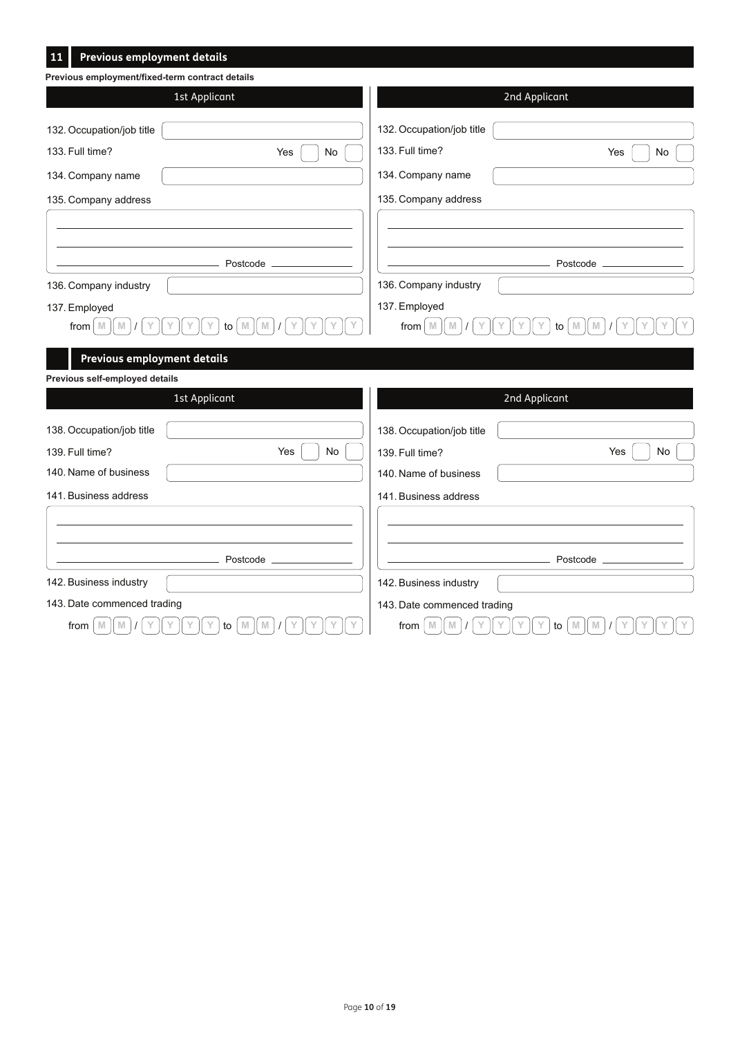## 11 Previous employment details

**Previous employment/fixed-term contract details**

| 1st Applicant | 2nd Applicant |
|---|---|
| 132. Occupation/job title | 132. Occupation/job title |
| 133. Full time? Yes ☐ No ☐ | 133. Full time? Yes ☐ No ☐ |
| 134. Company name | 134. Company name |
| 135. Company address | 135. Company address |
| Postcode | Postcode |
| 136. Company industry | 136. Company industry |
| 137. Employed from MM / YYYY to MM / YYYY | 137. Employed from MM / YYYY to MM / YYYY |

## Previous employment details

**Previous self-employed details**

| 1st Applicant | 2nd Applicant |
|---|---|
| 138. Occupation/job title | 138. Occupation/job title |
| 139. Full time? Yes ☐ No ☐ | 139. Full time? Yes ☐ No ☐ |
| 140. Name of business | 140. Name of business |
| 141. Business address | 141. Business address |
| Postcode | Postcode |
| 142. Business industry | 142. Business industry |
| 143. Date commenced trading from MM / YYYY to MM / YYYY | 143. Date commenced trading from MM / YYYY to MM / YYYY |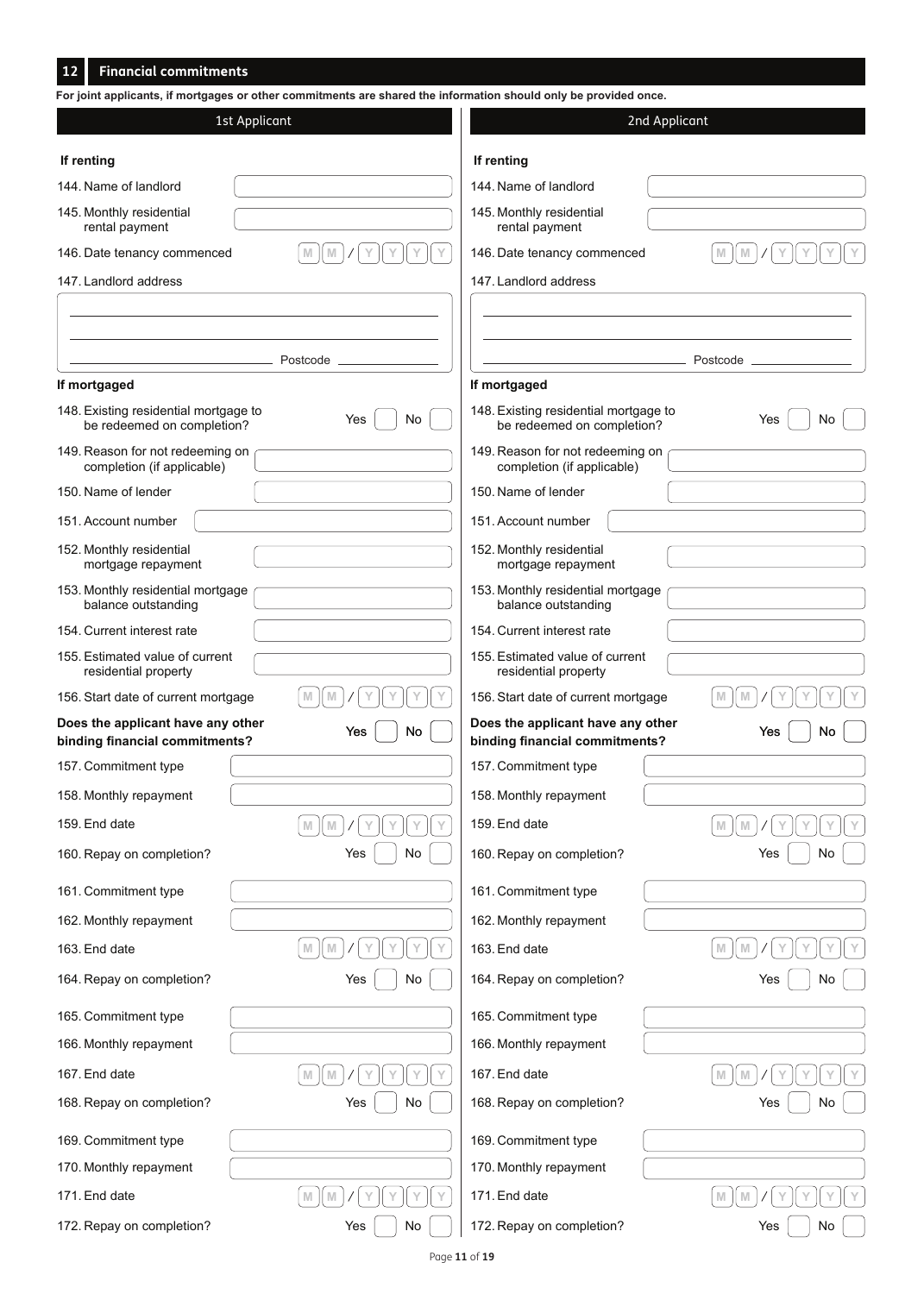## 12 Financial commitments

**For joint applicants, if mortgages or other commitments are shared the information should only be provided once.**

| | 1st Applicant | 2nd Applicant |
|---|---|---|
| **If renting** | | |
| 144. Name of landlord | | |
| 145. Monthly residential rental payment | | |
| 146. Date tenancy commenced | MM / YYYY | MM / YYYY |
| 147. Landlord address | | |
| Postcode | | |
| **If mortgaged** | | |
| 148. Existing residential mortgage to be redeemed on completion? | Yes ☐ No ☐ | Yes ☐ No ☐ |
| 149. Reason for not redeeming on completion (if applicable) | | |
| 150. Name of lender | | |
| 151. Account number | | |
| 152. Monthly residential mortgage repayment | | |
| 153. Monthly residential mortgage balance outstanding | | |
| 154. Current interest rate | | |
| 155. Estimated value of current residential property | | |
| 156. Start date of current mortgage | MM / YYYY | MM / YYYY |
| **Does the applicant have any other binding financial commitments?** | Yes ☐ No ☐ | Yes ☐ No ☐ |
| 157. Commitment type | | |
| 158. Monthly repayment | | |
| 159. End date | MM / YYYY | MM / YYYY |
| 160. Repay on completion? | Yes ☐ No ☐ | Yes ☐ No ☐ |
| 161. Commitment type | | |
| 162. Monthly repayment | | |
| 163. End date | MM / YYYY | MM / YYYY |
| 164. Repay on completion? | Yes ☐ No ☐ | Yes ☐ No ☐ |
| 165. Commitment type | | |
| 166. Monthly repayment | | |
| 167. End date | MM / YYYY | MM / YYYY |
| 168. Repay on completion? | Yes ☐ No ☐ | Yes ☐ No ☐ |
| 169. Commitment type | | |
| 170. Monthly repayment | | |
| 171. End date | MM / YYYY | MM / YYYY |
| 172. Repay on completion? | Yes ☐ No ☐ | Yes ☐ No ☐ |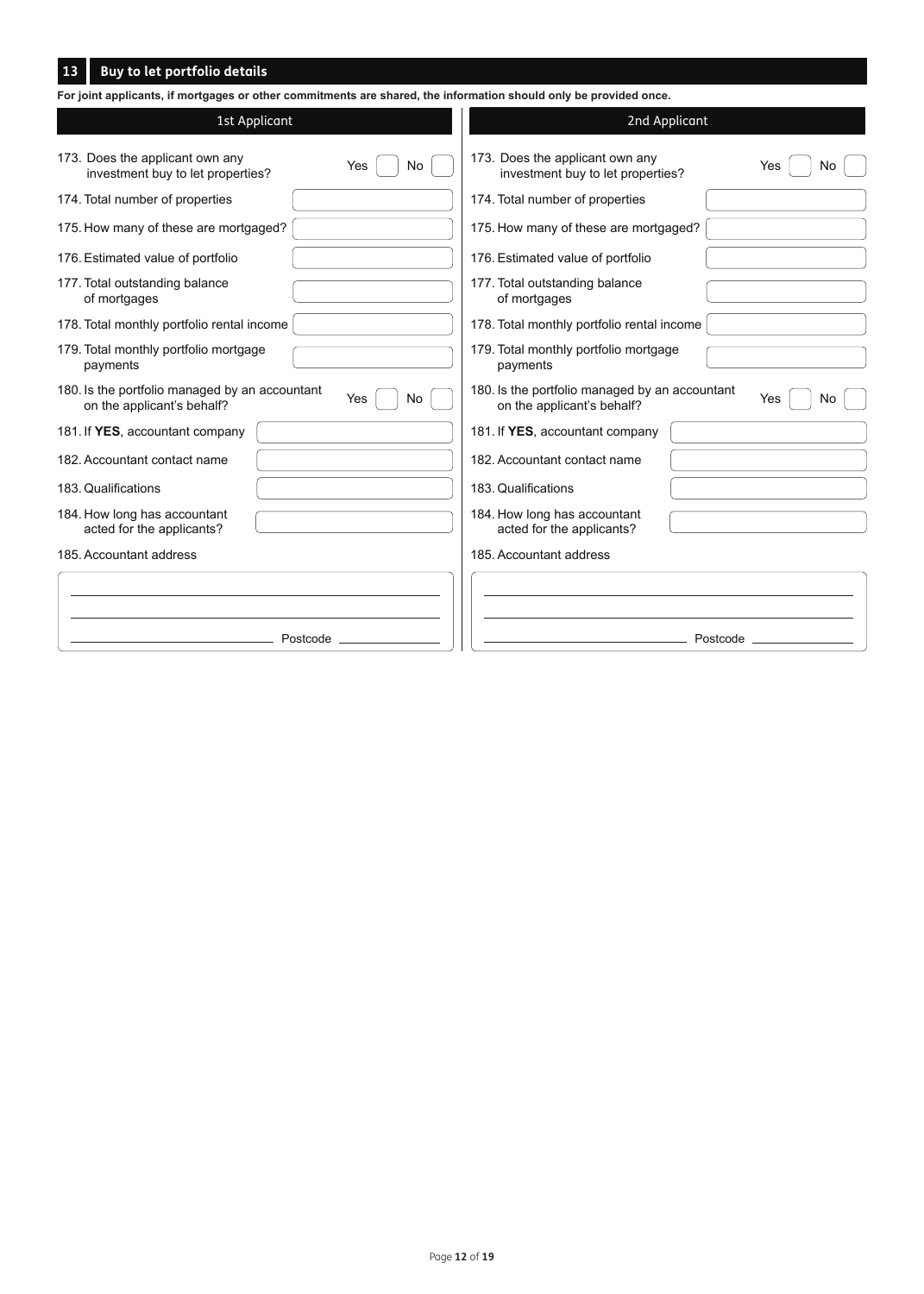## 13 Buy to let portfolio details

**For joint applicants, if mortgages or other commitments are shared, the information should only be provided once.**

| | 1st Applicant | 2nd Applicant |
|---|---|---|
| 173. Does the applicant own any investment buy to let properties? | Yes ☐ No ☐ | Yes ☐ No ☐ |
| 174. Total number of properties | | |
| 175. How many of these are mortgaged? | | |
| 176. Estimated value of portfolio | | |
| 177. Total outstanding balance of mortgages | | |
| 178. Total monthly portfolio rental income | | |
| 179. Total monthly portfolio mortgage payments | | |
| 180. Is the portfolio managed by an accountant on the applicant's behalf? | Yes ☐ No ☐ | Yes ☐ No ☐ |
| 181. If **YES**, accountant company | | |
| 182. Accountant contact name | | |
| 183. Qualifications | | |
| 184. How long has accountant acted for the applicants? | | |
| 185. Accountant address | Postcode | Postcode |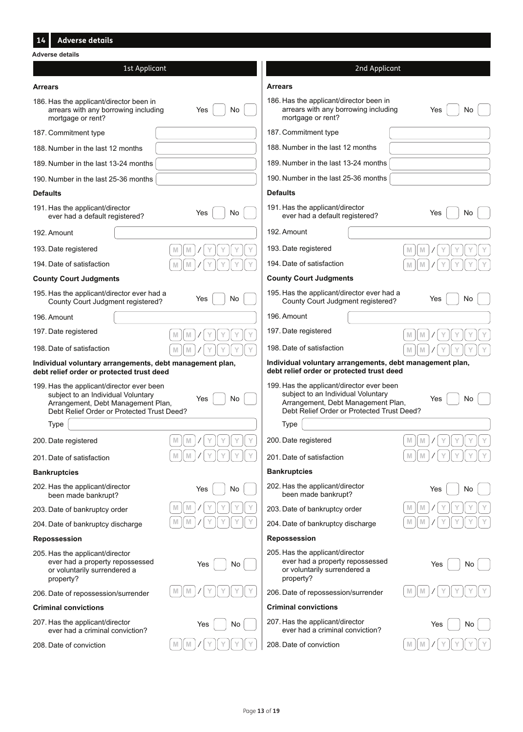## 14 Adverse details

**Adverse details**

| | 1st Applicant | 2nd Applicant |
|---|---|---|
| **Arrears** | | |
| 186. Has the applicant/director been in arrears with any borrowing including mortgage or rent? | Yes ☐ No ☐ | Yes ☐ No ☐ |
| 187. Commitment type | | |
| 188. Number in the last 12 months | | |
| 189. Number in the last 13-24 months | | |
| 190. Number in the last 25-36 months | | |
| **Defaults** | | |
| 191. Has the applicant/director ever had a default registered? | Yes ☐ No ☐ | Yes ☐ No ☐ |
| 192. Amount | | |
| 193. Date registered | MM / YYYY | MM / YYYY |
| 194. Date of satisfaction | MM / YYYY | MM / YYYY |
| **County Court Judgments** | | |
| 195. Has the applicant/director ever had a County Court Judgment registered? | Yes ☐ No ☐ | Yes ☐ No ☐ |
| 196. Amount | | |
| 197. Date registered | MM / YYYY | MM / YYYY |
| 198. Date of satisfaction | MM / YYYY | MM / YYYY |
| **Individual voluntary arrangements, debt management plan, debt relief order or protected trust deed** | | |
| 199. Has the applicant/director ever been subject to an Individual Voluntary Arrangement, Debt Management Plan, Debt Relief Order or Protected Trust Deed? | Yes ☐ No ☐ | Yes ☐ No ☐ |
| Type | | |
| 200. Date registered | MM / YYYY | MM / YYYY |
| 201. Date of satisfaction | MM / YYYY | MM / YYYY |
| **Bankruptcies** | | |
| 202. Has the applicant/director been made bankrupt? | Yes ☐ No ☐ | Yes ☐ No ☐ |
| 203. Date of bankruptcy order | MM / YYYY | MM / YYYY |
| 204. Date of bankruptcy discharge | MM / YYYY | MM / YYYY |
| **Repossession** | | |
| 205. Has the applicant/director ever had a property repossessed or voluntarily surrendered a property? | Yes ☐ No ☐ | Yes ☐ No ☐ |
| 206. Date of repossession/surrender | MM / YYYY | MM / YYYY |
| **Criminal convictions** | | |
| 207. Has the applicant/director ever had a criminal conviction? | Yes ☐ No ☐ | Yes ☐ No ☐ |
| 208. Date of conviction | MM / YYYY | MM / YYYY |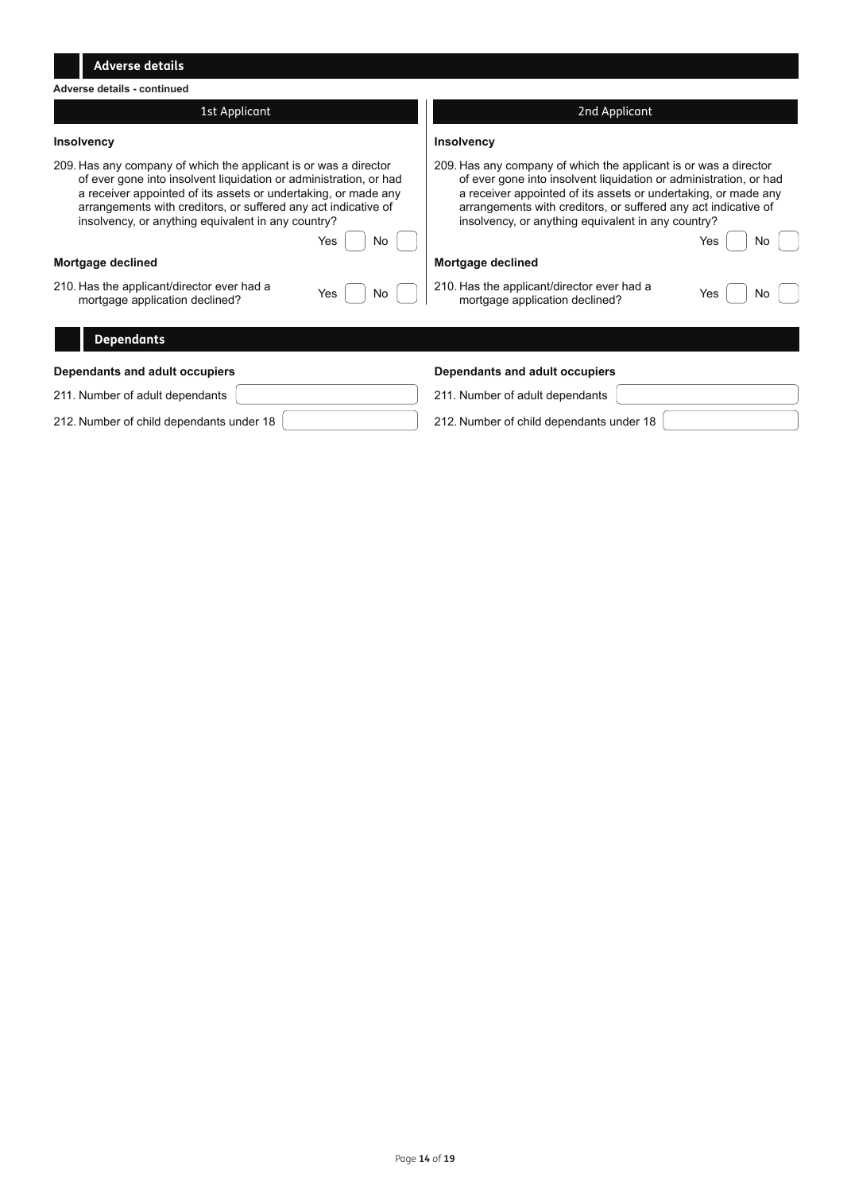## Adverse details

**Adverse details - continued**

### 1st Applicant

**Insolvency**

209. Has any company of which the applicant is or was a director of ever gone into insolvent liquidation or administration, or had a receiver appointed of its assets or undertaking, or made any arrangements with creditors, or suffered any act indicative of insolvency, or anything equivalent in any country?

Yes ☐ No ☐

**Mortgage declined**

210. Has the applicant/director ever had a mortgage application declined?

Yes ☐ No ☐

### 2nd Applicant

**Insolvency**

209. Has any company of which the applicant is or was a director of ever gone into insolvent liquidation or administration, or had a receiver appointed of its assets or undertaking, or made any arrangements with creditors, or suffered any act indicative of insolvency, or anything equivalent in any country?

Yes ☐ No ☐

**Mortgage declined**

210. Has the applicant/director ever had a mortgage application declined?

Yes ☐ No ☐

## Dependants

### 1st Applicant

**Dependants and adult occupiers**

211. Number of adult dependants ________

212. Number of child dependants under 18 ________

### 2nd Applicant

**Dependants and adult occupiers**

211. Number of adult dependants ________

212. Number of child dependants under 18 ________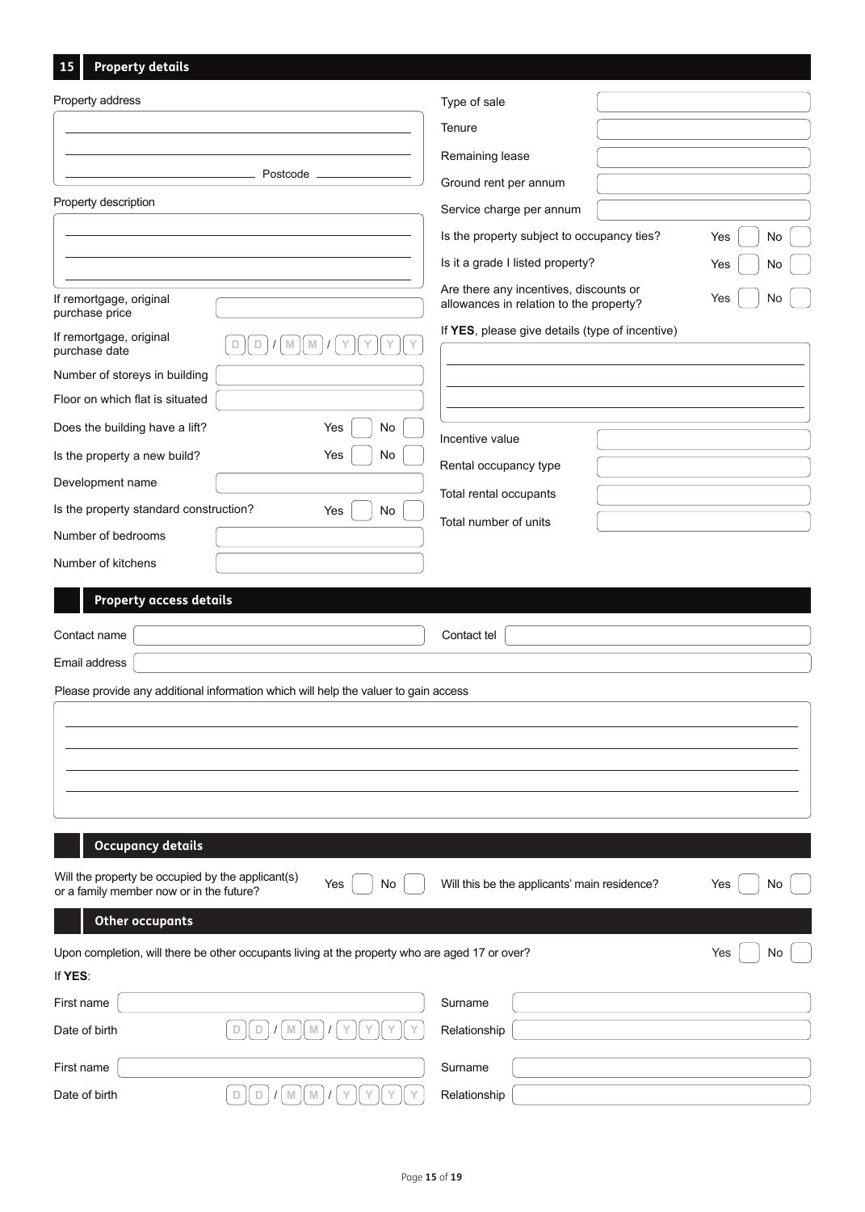## 15 Property details

Property address

Postcode

Property description

If remortgage, original purchase price

If remortgage, original purchase date D D / M M / Y Y Y Y

Number of storeys in building

Floor on which flat is situated

Does the building have a lift? Yes ☐ No ☐

Is the property a new build? Yes ☐ No ☐

Development name

Is the property standard construction? Yes ☐ No ☐

Number of bedrooms

Number of kitchens

Type of sale

Tenure

Remaining lease

Ground rent per annum

Service charge per annum

Is the property subject to occupancy ties? Yes ☐ No ☐

Is it a grade I listed property? Yes ☐ No ☐

Are there any incentives, discounts or allowances in relation to the property? Yes ☐ No ☐

If **YES**, please give details (type of incentive)

Incentive value

Rental occupancy type

Total rental occupants

Total number of units

## Property access details

Contact name

Contact tel

Email address

Please provide any additional information which will help the valuer to gain access

## Occupancy details

Will the property be occupied by the applicant(s) or a family member now or in the future? Yes ☐ No ☐

Will this be the applicants' main residence? Yes ☐ No ☐

## Other occupants

Upon completion, will there be other occupants living at the property who are aged 17 or over? Yes ☐ No ☐

If **YES**:

First name

Surname

Date of birth D D / M M / Y Y Y Y

Relationship

First name

Surname

Date of birth D D / M M / Y Y Y Y

Relationship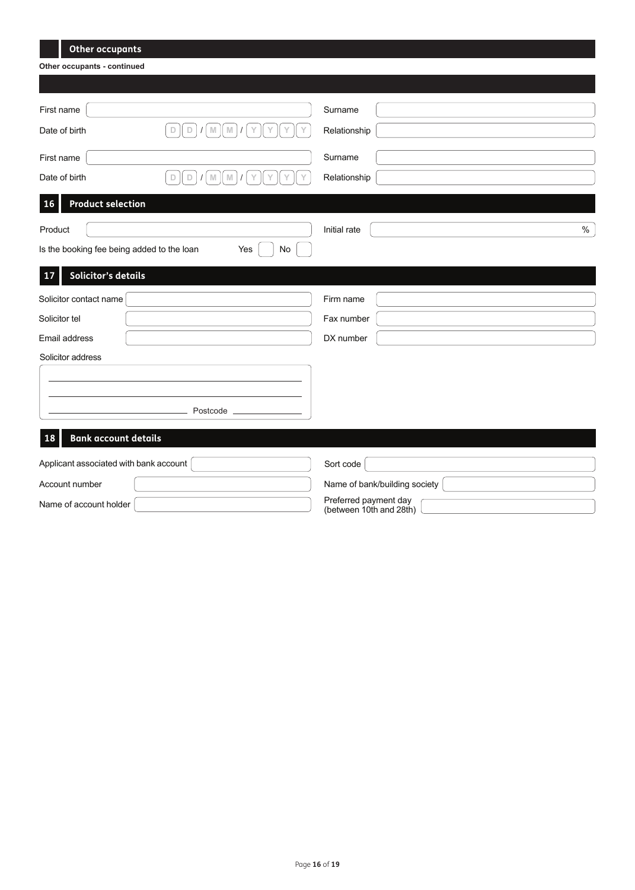## Other occupants

**Other occupants - continued**

First name ____________ Surname ____________

Date of birth D D / M M / Y Y Y Y Relationship ____________

First name ____________ Surname ____________

Date of birth D D / M M / Y Y Y Y Relationship ____________

## 16 Product selection

Product ____________ Initial rate ____________ %

Is the booking fee being added to the loan Yes ☐ No ☐

## 17 Solicitor's details

Solicitor contact name ____________ Firm name ____________

Solicitor tel ____________ Fax number ____________

Email address ____________ DX number ____________

Solicitor address

____________

____________

____________ Postcode ____________

## 18 Bank account details

Applicant associated with bank account ____________ Sort code ____________

Account number ____________ Name of bank/building society ____________

Name of account holder ____________ Preferred payment day (between 10th and 28th) ____________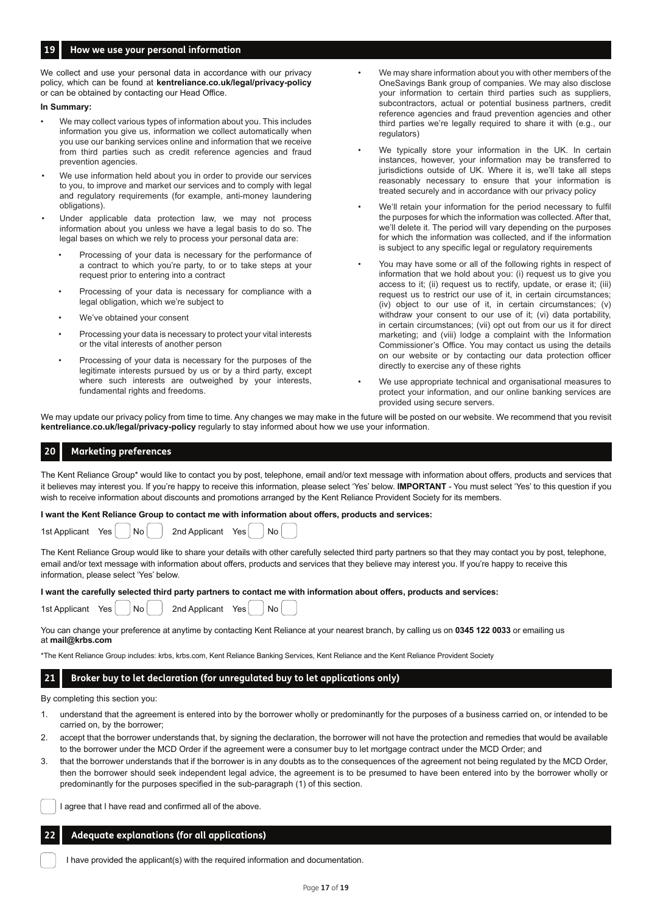## 19 How we use your personal information

We collect and use your personal data in accordance with our privacy policy, which can be found at **kentreliance.co.uk/legal/privacy-policy** or can be obtained by contacting our Head Office.

**In Summary:**

- We may collect various types of information about you. This includes information you give us, information we collect automatically when you use our banking services online and information that we receive from third parties such as credit reference agencies and fraud prevention agencies.
- We use information held about you in order to provide our services to you, to improve and market our services and to comply with legal and regulatory requirements (for example, anti-money laundering obligations).
- Under applicable data protection law, we may not process information about you unless we have a legal basis to do so. The legal bases on which we rely to process your personal data are:
  - Processing of your data is necessary for the performance of a contract to which you're party, to or to take steps at your request prior to entering into a contract
  - Processing of your data is necessary for compliance with a legal obligation, which we're subject to
  - We've obtained your consent
  - Processing your data is necessary to protect your vital interests or the vital interests of another person
  - Processing of your data is necessary for the purposes of the legitimate interests pursued by us or by a third party, except where such interests are outweighed by your interests, fundamental rights and freedoms.
- We may share information about you with other members of the OneSavings Bank group of companies. We may also disclose your information to certain third parties such as suppliers, subcontractors, actual or potential business partners, credit reference agencies and fraud prevention agencies and other third parties we're legally required to share it with (e.g., our regulators)
- We typically store your information in the UK. In certain instances, however, your information may be transferred to jurisdictions outside of UK. Where it is, we'll take all steps reasonably necessary to ensure that your information is treated securely and in accordance with our privacy policy
- We'll retain your information for the period necessary to fulfil the purposes for which the information was collected. After that, we'll delete it. The period will vary depending on the purposes for which the information was collected, and if the information is subject to any specific legal or regulatory requirements
- You may have some or all of the following rights in respect of information that we hold about you: (i) request us to give you access to it; (ii) request us to rectify, update, or erase it; (iii) request us to restrict our use of it, in certain circumstances; (iv) object to our use of it, in certain circumstances; (v) withdraw your consent to our use of it; (vi) data portability, in certain circumstances; (vii) opt out from our us it for direct marketing; and (viii) lodge a complaint with the Information Commissioner's Office. You may contact us using the details on our website or by contacting our data protection officer directly to exercise any of these rights
- We use appropriate technical and organisational measures to protect your information, and our online banking services are provided using secure servers.

We may update our privacy policy from time to time. Any changes we may make in the future will be posted on our website. We recommend that you revisit **kentreliance.co.uk/legal/privacy-policy** regularly to stay informed about how we use your information.

## 20 Marketing preferences

The Kent Reliance Group* would like to contact you by post, telephone, email and/or text message with information about offers, products and services that it believes may interest you. If you're happy to receive this information, please select 'Yes' below. **IMPORTANT** - You must select 'Yes' to this question if you wish to receive information about discounts and promotions arranged by the Kent Reliance Provident Society for its members.

**I want the Kent Reliance Group to contact me with information about offers, products and services:**

1st Applicant Yes ☐ No ☐ 2nd Applicant Yes ☐ No ☐

The Kent Reliance Group would like to share your details with other carefully selected third party partners so that they may contact you by post, telephone, email and/or text message with information about offers, products and services that they believe may interest you. If you're happy to receive this information, please select 'Yes' below.

**I want the carefully selected third party partners to contact me with information about offers, products and services:**

1st Applicant Yes ☐ No ☐ 2nd Applicant Yes ☐ No ☐

You can change your preference at anytime by contacting Kent Reliance at your nearest branch, by calling us on **0345 122 0033** or emailing us at **mail@krbs.com**

*The Kent Reliance Group includes: krbs, krbs.com, Kent Reliance Banking Services, Kent Reliance and the Kent Reliance Provident Society

## 21 Broker buy to let declaration (for unregulated buy to let applications only)

By completing this section you:

1. understand that the agreement is entered into by the borrower wholly or predominantly for the purposes of a business carried on, or intended to be carried on, by the borrower;
2. accept that the borrower understands that, by signing the declaration, the borrower will not have the protection and remedies that would be available to the borrower under the MCD Order if the agreement were a consumer buy to let mortgage contract under the MCD Order; and
3. that the borrower understands that if the borrower is in any doubts as to the consequences of the agreement not being regulated by the MCD Order, then the borrower should seek independent legal advice, the agreement is to be presumed to have been entered into by the borrower wholly or predominantly for the purposes specified in the sub-paragraph (1) of this section.

☐ I agree that I have read and confirmed all of the above.

## 22 Adequate explanations (for all applications)

☐ I have provided the applicant(s) with the required information and documentation.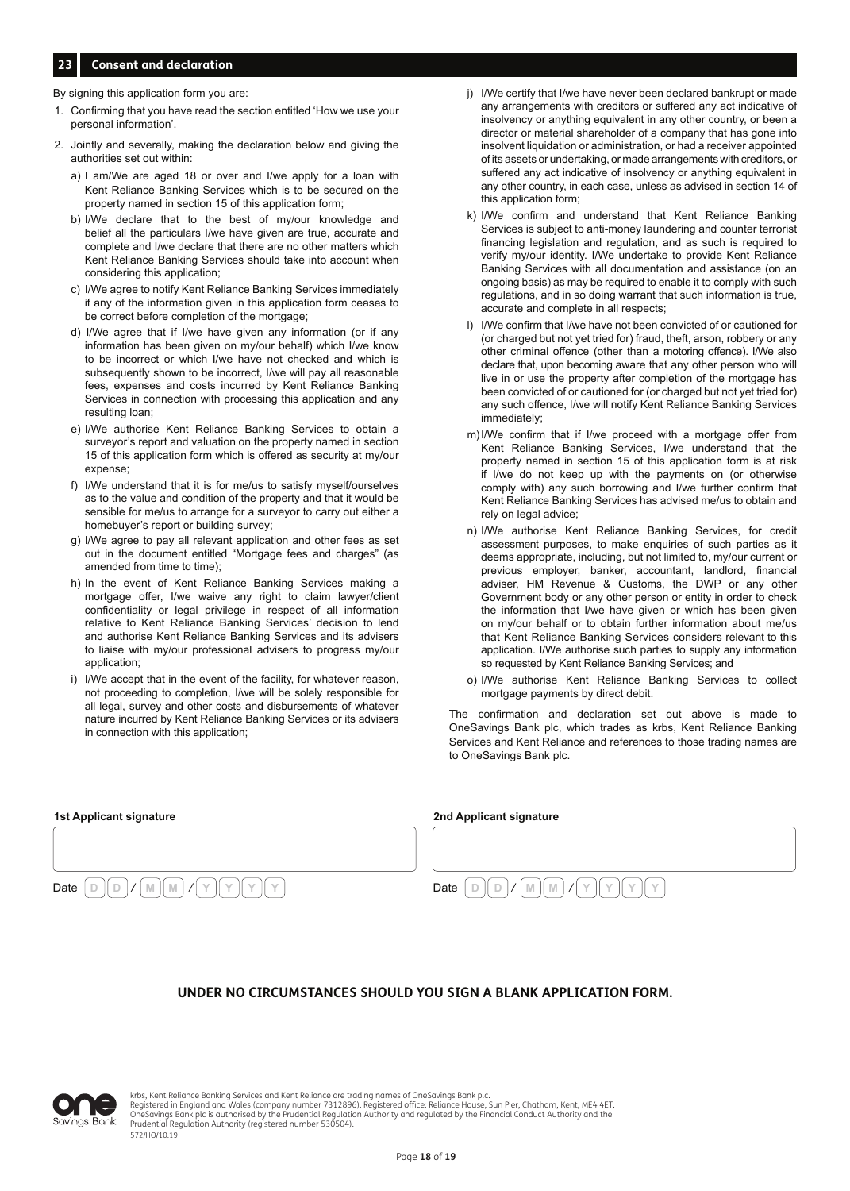## 23 Consent and declaration

By signing this application form you are:

1. Confirming that you have read the section entitled 'How we use your personal information'.
2. Jointly and severally, making the declaration below and giving the authorities set out within:
   a) I am/We are aged 18 or over and I/we apply for a loan with Kent Reliance Banking Services which is to be secured on the property named in section 15 of this application form;
   b) I/We declare that to the best of my/our knowledge and belief all the particulars I/we have given are true, accurate and complete and I/we declare that there are no other matters which Kent Reliance Banking Services should take into account when considering this application;
   c) I/We agree to notify Kent Reliance Banking Services immediately if any of the information given in this application form ceases to be correct before completion of the mortgage;
   d) I/We agree that if I/we have given any information (or if any information has been given on my/our behalf) which I/we know to be incorrect or which I/we have not checked and which is subsequently shown to be incorrect, I/we will pay all reasonable fees, expenses and costs incurred by Kent Reliance Banking Services in connection with processing this application and any resulting loan;
   e) I/We authorise Kent Reliance Banking Services to obtain a surveyor's report and valuation on the property named in section 15 of this application form which is offered as security at my/our expense;
   f) I/We understand that it is for me/us to satisfy myself/ourselves as to the value and condition of the property and that it would be sensible for me/us to arrange for a surveyor to carry out either a homebuyer's report or building survey;
   g) I/We agree to pay all relevant application and other fees as set out in the document entitled "Mortgage fees and charges" (as amended from time to time);
   h) In the event of Kent Reliance Banking Services making a mortgage offer, I/we waive any right to claim lawyer/client confidentiality or legal privilege in respect of all information relative to Kent Reliance Banking Services' decision to lend and authorise Kent Reliance Banking Services and its advisers to liaise with my/our professional advisers to progress my/our application;
   i) I/We accept that in the event of the facility, for whatever reason, not proceeding to completion, I/we will be solely responsible for all legal, survey and other costs and disbursements of whatever nature incurred by Kent Reliance Banking Services or its advisers in connection with this application;
   j) I/We certify that I/we have never been declared bankrupt or made any arrangements with creditors or suffered any act indicative of insolvency or anything equivalent in any other country, or been a director or material shareholder of a company that has gone into insolvent liquidation or administration, or had a receiver appointed of its assets or undertaking, or made arrangements with creditors, or suffered any act indicative of insolvency or anything equivalent in any other country, in each case, unless as advised in section 14 of this application form;
   k) I/We confirm and understand that Kent Reliance Banking Services is subject to anti-money laundering and counter terrorist financing legislation and regulation, and as such is required to verify my/our identity. I/We undertake to provide Kent Reliance Banking Services with all documentation and assistance (on an ongoing basis) as may be required to enable it to comply with such regulations, and in so doing warrant that such information is true, accurate and complete in all respects;
   l) I/We confirm that I/we have not been convicted of or cautioned for (or charged but not yet tried for) fraud, theft, arson, robbery or any other criminal offence (other than a motoring offence). I/We also declare that, upon becoming aware that any other person who will live in or use the property after completion of the mortgage has been convicted of or cautioned for (or charged but not yet tried for) any such offence, I/we will notify Kent Reliance Banking Services immediately;
   m) I/We confirm that if I/we proceed with a mortgage offer from Kent Reliance Banking Services, I/we understand that the property named in section 15 of this application form is at risk if I/we do not keep up with the payments on (or otherwise comply with) any such borrowing and I/we further confirm that Kent Reliance Banking Services has advised me/us to obtain and rely on legal advice;
   n) I/We authorise Kent Reliance Banking Services, for credit assessment purposes, to make enquiries of such parties as it deems appropriate, including, but not limited to, my/our current or previous employer, banker, accountant, landlord, financial adviser, HM Revenue & Customs, the DWP or any other Government body or any other person or entity in order to check the information that I/we have given or which has been given on my/our behalf or to obtain further information about me/us that Kent Reliance Banking Services considers relevant to this application. I/We authorise such parties to supply any information so requested by Kent Reliance Banking Services; and
   o) I/We authorise Kent Reliance Banking Services to collect mortgage payments by direct debit.

The confirmation and declaration set out above is made to OneSavings Bank plc, which trades as krbs, Kent Reliance Banking Services and Kent Reliance and references to those trading names are to OneSavings Bank plc.

**1st Applicant signature**

Date D D / M M / Y Y Y Y

**2nd Applicant signature**

Date D D / M M / Y Y Y Y

**UNDER NO CIRCUMSTANCES SHOULD YOU SIGN A BLANK APPLICATION FORM.**

krbs, Kent Reliance Banking Services and Kent Reliance are trading names of OneSavings Bank plc.
Registered in England and Wales (company number 7312896). Registered office: Reliance House, Sun Pier, Chatham, Kent, ME4 4ET.
OneSavings Bank plc is authorised by the Prudential Regulation Authority and regulated by the Financial Conduct Authority and the Prudential Regulation Authority (registered number 530504).
572/HO/10.19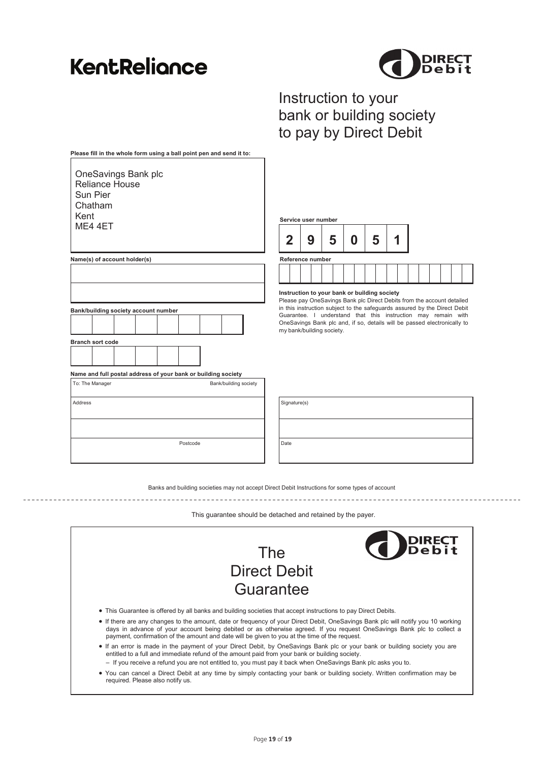# KentReliance

DIRECT Debit

## Instruction to your bank or building society to pay by Direct Debit

**Please fill in the whole form using a ball point pen and send it to:**

OneSavings Bank plc
Reliance House
Sun Pier
Chatham
Kent
ME4 4ET

**Service user number**

| | | | | | |
|---|---|---|---|---|---|
| 2 | 9 | 5 | 0 | 5 | 1 |

**Name(s) of account holder(s)**

**Reference number**

**Bank/building society account number**

**Branch sort code**

**Instruction to your bank or building society**

Please pay OneSavings Bank plc Direct Debits from the account detailed in this instruction subject to the safeguards assured by the Direct Debit Guarantee. I understand that this instruction may remain with OneSavings Bank plc and, if so, details will be passed electronically to my bank/building society.

**Name and full postal address of your bank or building society**

To: The Manager — Bank/building society

Address

Postcode

Signature(s)

Date

Banks and building societies may not accept Direct Debit Instructions for some types of account

---

This guarantee should be detached and retained by the payer.

## The Direct Debit Guarantee

DIRECT Debit

- This Guarantee is offered by all banks and building societies that accept instructions to pay Direct Debits.
- If there are any changes to the amount, date or frequency of your Direct Debit, OneSavings Bank plc will notify you 10 working days in advance of your account being debited or as otherwise agreed. If you request OneSavings Bank plc to collect a payment, confirmation of the amount and date will be given to you at the time of the request.
- If an error is made in the payment of your Direct Debit, by OneSavings Bank plc or your bank or building society you are entitled to a full and immediate refund of the amount paid from your bank or building society.
  - If you receive a refund you are not entitled to, you must pay it back when OneSavings Bank plc asks you to.
- You can cancel a Direct Debit at any time by simply contacting your bank or building society. Written confirmation may be required. Please also notify us.